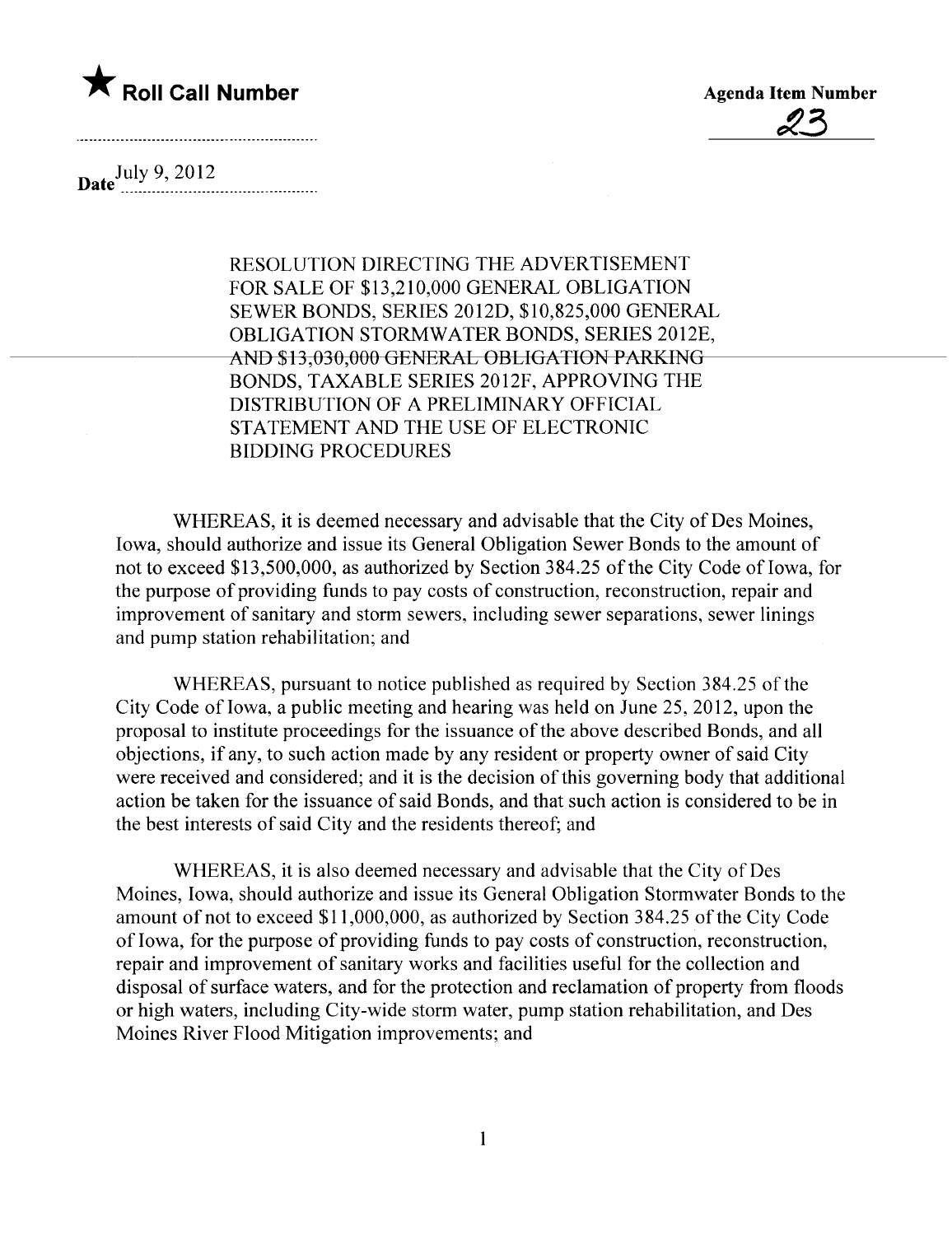★ **Roll Call Number**

**Agenda Item Number**

23

Date July 9, 2012

RESOLUTION DIRECTING THE ADVERTISEMENT FOR SALE OF $13,210,000 GENERAL OBLIGATION SEWER BONDS, SERIES 2012D, $10,825,000 GENERAL OBLIGATION STORMWATER BONDS, SERIES 2012E, AND $13,030,000 GENERAL OBLIGATION PARKING BONDS, TAXABLE SERIES 2012F, APPROVING THE DISTRIBUTION OF A PRELIMINARY OFFICIAL STATEMENT AND THE USE OF ELECTRONIC BIDDING PROCEDURES

WHEREAS, it is deemed necessary and advisable that the City of Des Moines, Iowa, should authorize and issue its General Obligation Sewer Bonds to the amount of not to exceed $13,500,000, as authorized by Section 384.25 of the City Code of Iowa, for the purpose of providing funds to pay costs of construction, reconstruction, repair and improvement of sanitary and storm sewers, including sewer separations, sewer linings and pump station rehabilitation; and

WHEREAS, pursuant to notice published as required by Section 384.25 of the City Code of Iowa, a public meeting and hearing was held on June 25, 2012, upon the proposal to institute proceedings for the issuance of the above described Bonds, and all objections, if any, to such action made by any resident or property owner of said City were received and considered; and it is the decision of this governing body that additional action be taken for the issuance of said Bonds, and that such action is considered to be in the best interests of said City and the residents thereof; and

WHEREAS, it is also deemed necessary and advisable that the City of Des Moines, Iowa, should authorize and issue its General Obligation Stormwater Bonds to the amount of not to exceed $11,000,000, as authorized by Section 384.25 of the City Code of Iowa, for the purpose of providing funds to pay costs of construction, reconstruction, repair and improvement of sanitary works and facilities useful for the collection and disposal of surface waters, and for the protection and reclamation of property from floods or high waters, including City-wide storm water, pump station rehabilitation, and Des Moines River Flood Mitigation improvements; and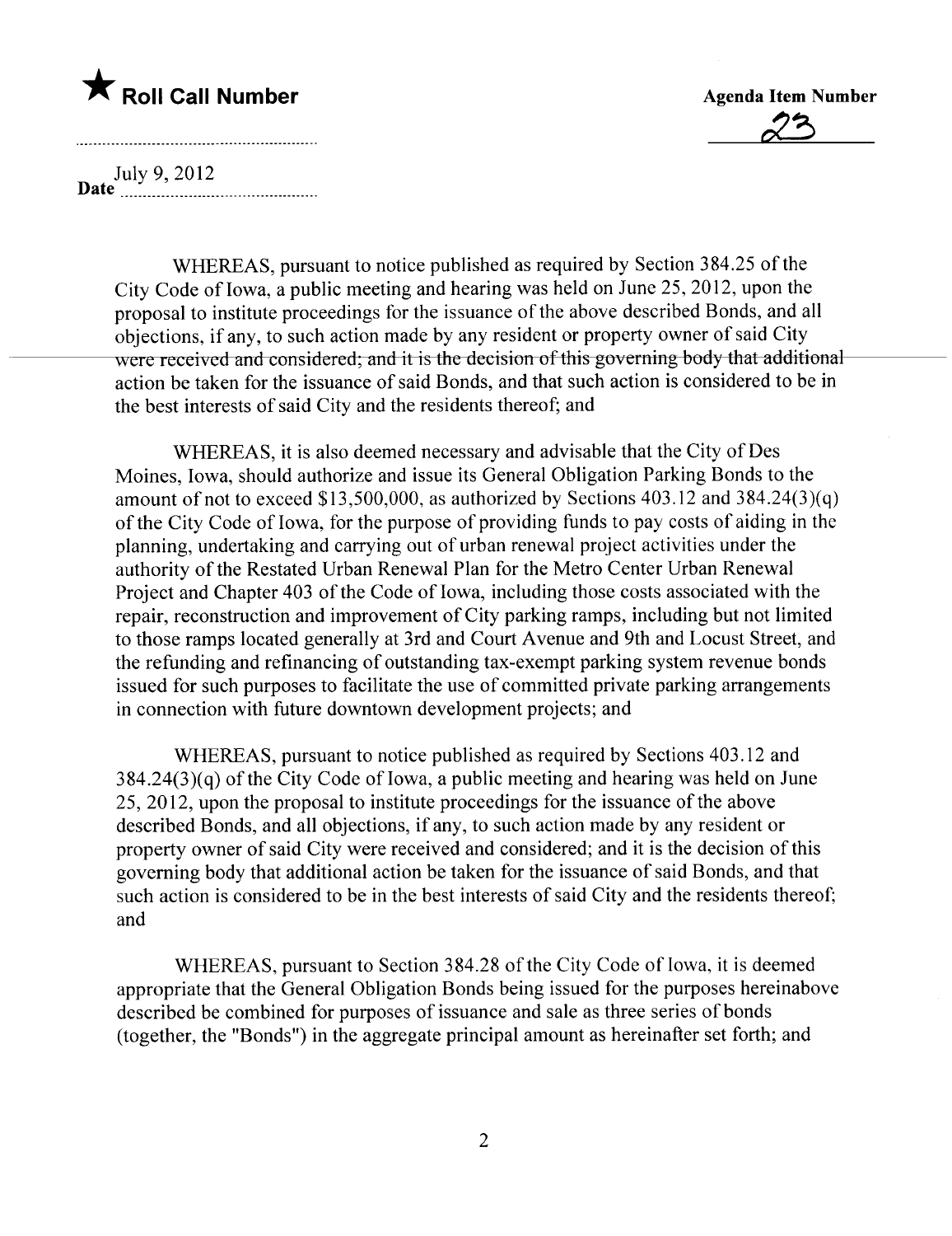★ **Roll Call Number**

**Agenda Item Number**

23

**Date** July 9, 2012

WHEREAS, pursuant to notice published as required by Section 384.25 of the City Code of Iowa, a public meeting and hearing was held on June 25, 2012, upon the proposal to institute proceedings for the issuance of the above described Bonds, and all objections, if any, to such action made by any resident or property owner of said City were received and considered; and it is the decision of this governing body that additional action be taken for the issuance of said Bonds, and that such action is considered to be in the best interests of said City and the residents thereof; and

WHEREAS, it is also deemed necessary and advisable that the City of Des Moines, Iowa, should authorize and issue its General Obligation Parking Bonds to the amount of not to exceed $13,500,000, as authorized by Sections 403.12 and 384.24(3)(q) of the City Code of Iowa, for the purpose of providing funds to pay costs of aiding in the planning, undertaking and carrying out of urban renewal project activities under the authority of the Restated Urban Renewal Plan for the Metro Center Urban Renewal Project and Chapter 403 of the Code of Iowa, including those costs associated with the repair, reconstruction and improvement of City parking ramps, including but not limited to those ramps located generally at 3rd and Court Avenue and 9th and Locust Street, and the refunding and refinancing of outstanding tax-exempt parking system revenue bonds issued for such purposes to facilitate the use of committed private parking arrangements in connection with future downtown development projects; and

WHEREAS, pursuant to notice published as required by Sections 403.12 and 384.24(3)(q) of the City Code of Iowa, a public meeting and hearing was held on June 25, 2012, upon the proposal to institute proceedings for the issuance of the above described Bonds, and all objections, if any, to such action made by any resident or property owner of said City were received and considered; and it is the decision of this governing body that additional action be taken for the issuance of said Bonds, and that such action is considered to be in the best interests of said City and the residents thereof; and

WHEREAS, pursuant to Section 384.28 of the City Code of Iowa, it is deemed appropriate that the General Obligation Bonds being issued for the purposes hereinabove described be combined for purposes of issuance and sale as three series of bonds (together, the "Bonds") in the aggregate principal amount as hereinafter set forth; and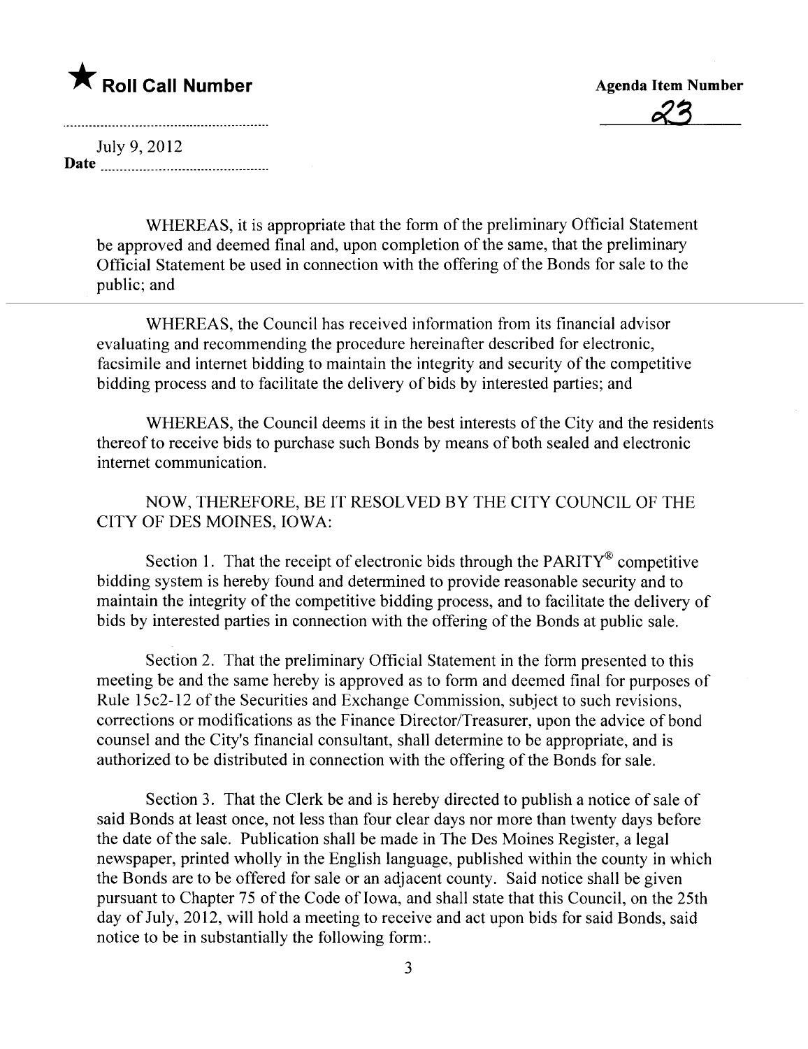★ **Roll Call Number**

**Agenda Item Number**

23

Date July 9, 2012

WHEREAS, it is appropriate that the form of the preliminary Official Statement be approved and deemed final and, upon completion of the same, that the preliminary Official Statement be used in connection with the offering of the Bonds for sale to the public; and

WHEREAS, the Council has received information from its financial advisor evaluating and recommending the procedure hereinafter described for electronic, facsimile and internet bidding to maintain the integrity and security of the competitive bidding process and to facilitate the delivery of bids by interested parties; and

WHEREAS, the Council deems it in the best interests of the City and the residents thereof to receive bids to purchase such Bonds by means of both sealed and electronic internet communication.

NOW, THEREFORE, BE IT RESOLVED BY THE CITY COUNCIL OF THE CITY OF DES MOINES, IOWA:

Section 1. That the receipt of electronic bids through the PARITY® competitive bidding system is hereby found and determined to provide reasonable security and to maintain the integrity of the competitive bidding process, and to facilitate the delivery of bids by interested parties in connection with the offering of the Bonds at public sale.

Section 2. That the preliminary Official Statement in the form presented to this meeting be and the same hereby is approved as to form and deemed final for purposes of Rule 15c2-12 of the Securities and Exchange Commission, subject to such revisions, corrections or modifications as the Finance Director/Treasurer, upon the advice of bond counsel and the City's financial consultant, shall determine to be appropriate, and is authorized to be distributed in connection with the offering of the Bonds for sale.

Section 3. That the Clerk be and is hereby directed to publish a notice of sale of said Bonds at least once, not less than four clear days nor more than twenty days before the date of the sale. Publication shall be made in The Des Moines Register, a legal newspaper, printed wholly in the English language, published within the county in which the Bonds are to be offered for sale or an adjacent county. Said notice shall be given pursuant to Chapter 75 of the Code of Iowa, and shall state that this Council, on the 25th day of July, 2012, will hold a meeting to receive and act upon bids for said Bonds, said notice to be in substantially the following form:.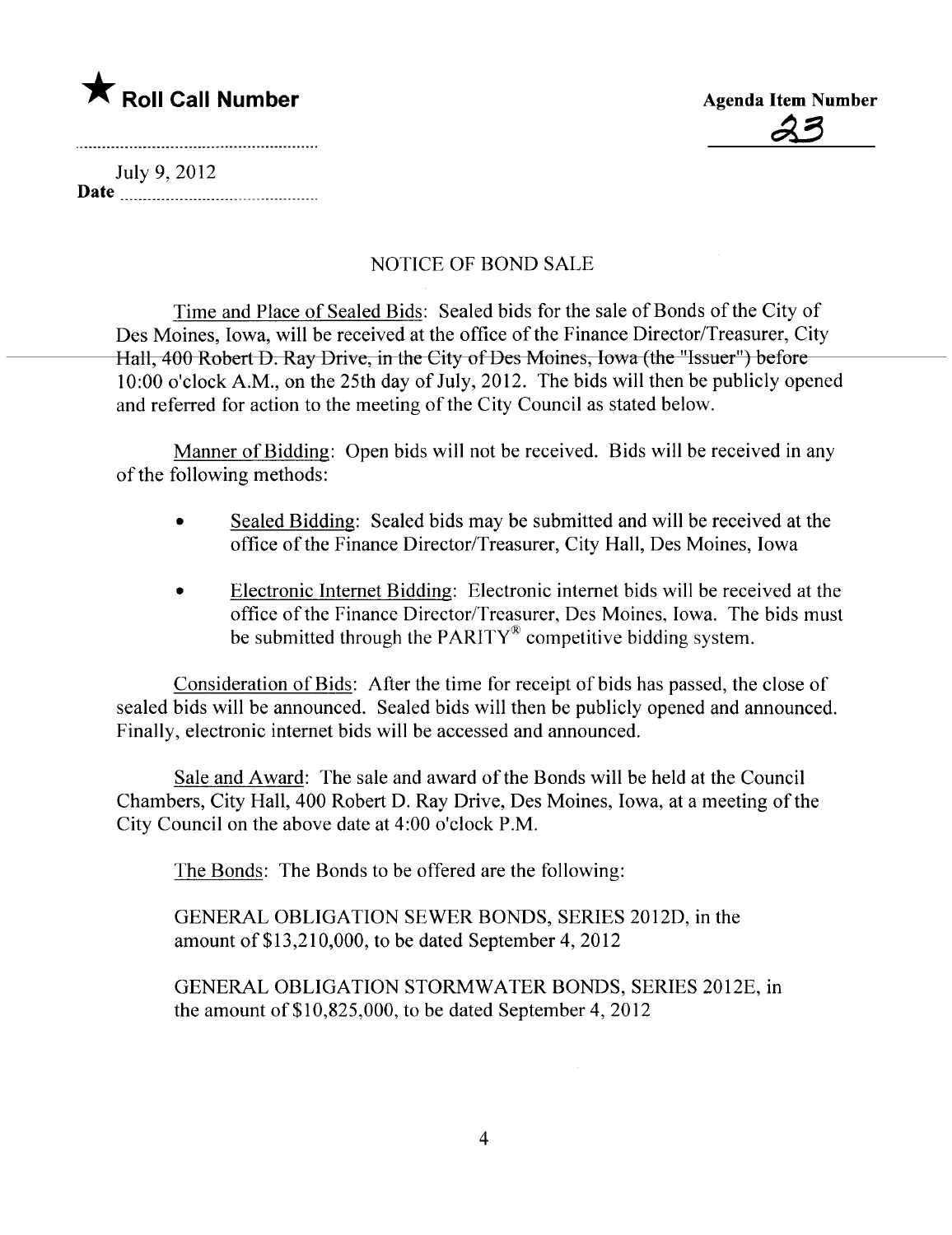★ **Roll Call Number**

**Agenda Item Number**
23

July 9, 2012
**Date** ...............................

NOTICE OF BOND SALE

Time and Place of Sealed Bids: Sealed bids for the sale of Bonds of the City of Des Moines, Iowa, will be received at the office of the Finance Director/Treasurer, City Hall, 400 Robert D. Ray Drive, in the City of Des Moines, Iowa (the "Issuer") before 10:00 o'clock A.M., on the 25th day of July, 2012. The bids will then be publicly opened and referred for action to the meeting of the City Council as stated below.

Manner of Bidding: Open bids will not be received. Bids will be received in any of the following methods:

- Sealed Bidding: Sealed bids may be submitted and will be received at the office of the Finance Director/Treasurer, City Hall, Des Moines, Iowa

- Electronic Internet Bidding: Electronic internet bids will be received at the office of the Finance Director/Treasurer, Des Moines, Iowa. The bids must be submitted through the PARITY® competitive bidding system.

Consideration of Bids: After the time for receipt of bids has passed, the close of sealed bids will be announced. Sealed bids will then be publicly opened and announced. Finally, electronic internet bids will be accessed and announced.

Sale and Award: The sale and award of the Bonds will be held at the Council Chambers, City Hall, 400 Robert D. Ray Drive, Des Moines, Iowa, at a meeting of the City Council on the above date at 4:00 o'clock P.M.

The Bonds: The Bonds to be offered are the following:

GENERAL OBLIGATION SEWER BONDS, SERIES 2012D, in the amount of $13,210,000, to be dated September 4, 2012

GENERAL OBLIGATION STORMWATER BONDS, SERIES 2012E, in the amount of $10,825,000, to be dated September 4, 2012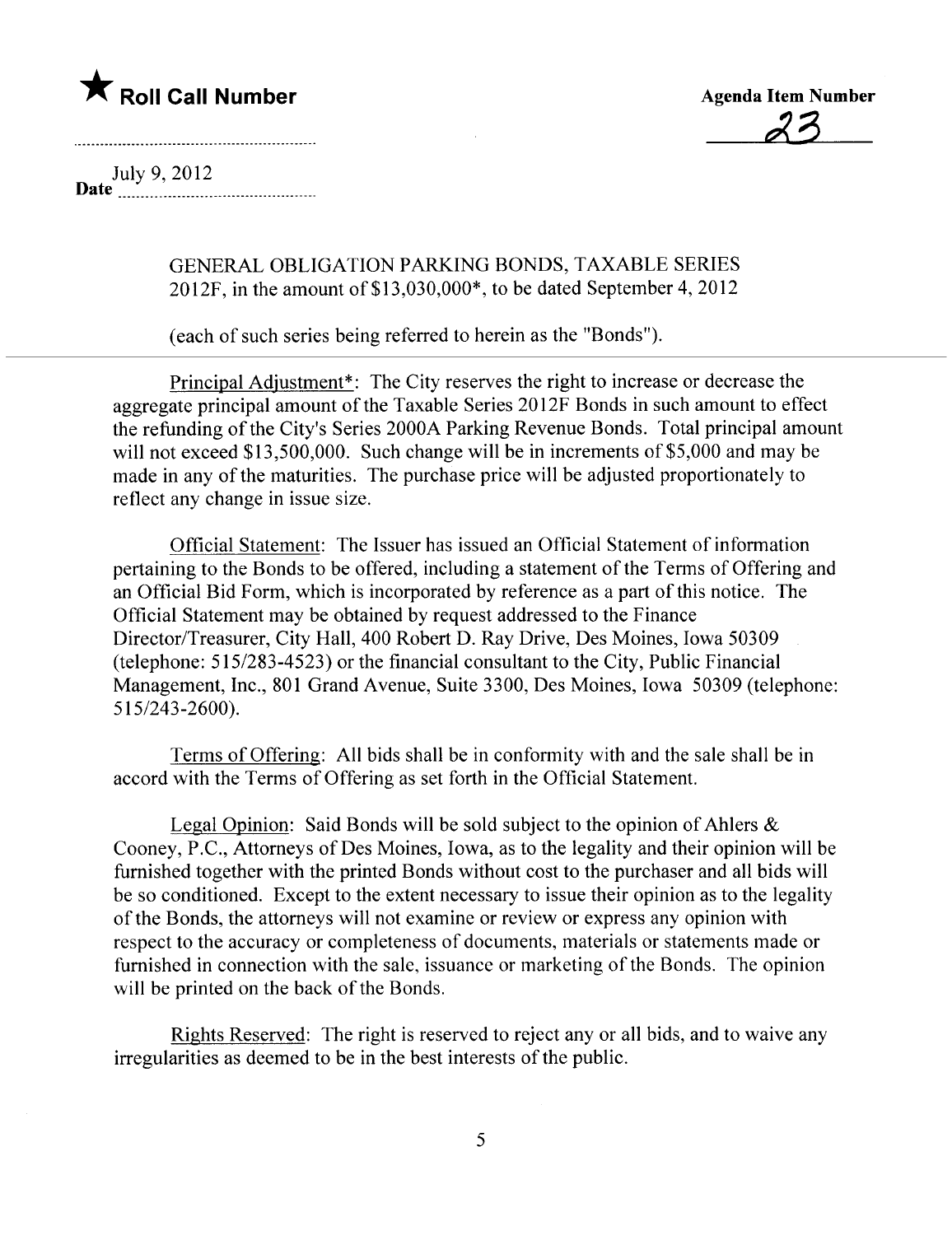★ **Roll Call Number**

**Agenda Item Number**

23

**Date** July 9, 2012

GENERAL OBLIGATION PARKING BONDS, TAXABLE SERIES 2012F, in the amount of $13,030,000*, to be dated September 4, 2012

(each of such series being referred to herein as the "Bonds").

---

Principal Adjustment*: The City reserves the right to increase or decrease the aggregate principal amount of the Taxable Series 2012F Bonds in such amount to effect the refunding of the City's Series 2000A Parking Revenue Bonds. Total principal amount will not exceed $13,500,000. Such change will be in increments of $5,000 and may be made in any of the maturities. The purchase price will be adjusted proportionately to reflect any change in issue size.

Official Statement: The Issuer has issued an Official Statement of information pertaining to the Bonds to be offered, including a statement of the Terms of Offering and an Official Bid Form, which is incorporated by reference as a part of this notice. The Official Statement may be obtained by request addressed to the Finance Director/Treasurer, City Hall, 400 Robert D. Ray Drive, Des Moines, Iowa 50309 (telephone: 515/283-4523) or the financial consultant to the City, Public Financial Management, Inc., 801 Grand Avenue, Suite 3300, Des Moines, Iowa 50309 (telephone: 515/243-2600).

Terms of Offering: All bids shall be in conformity with and the sale shall be in accord with the Terms of Offering as set forth in the Official Statement.

Legal Opinion: Said Bonds will be sold subject to the opinion of Ahlers & Cooney, P.C., Attorneys of Des Moines, Iowa, as to the legality and their opinion will be furnished together with the printed Bonds without cost to the purchaser and all bids will be so conditioned. Except to the extent necessary to issue their opinion as to the legality of the Bonds, the attorneys will not examine or review or express any opinion with respect to the accuracy or completeness of documents, materials or statements made or furnished in connection with the sale, issuance or marketing of the Bonds. The opinion will be printed on the back of the Bonds.

Rights Reserved: The right is reserved to reject any or all bids, and to waive any irregularities as deemed to be in the best interests of the public.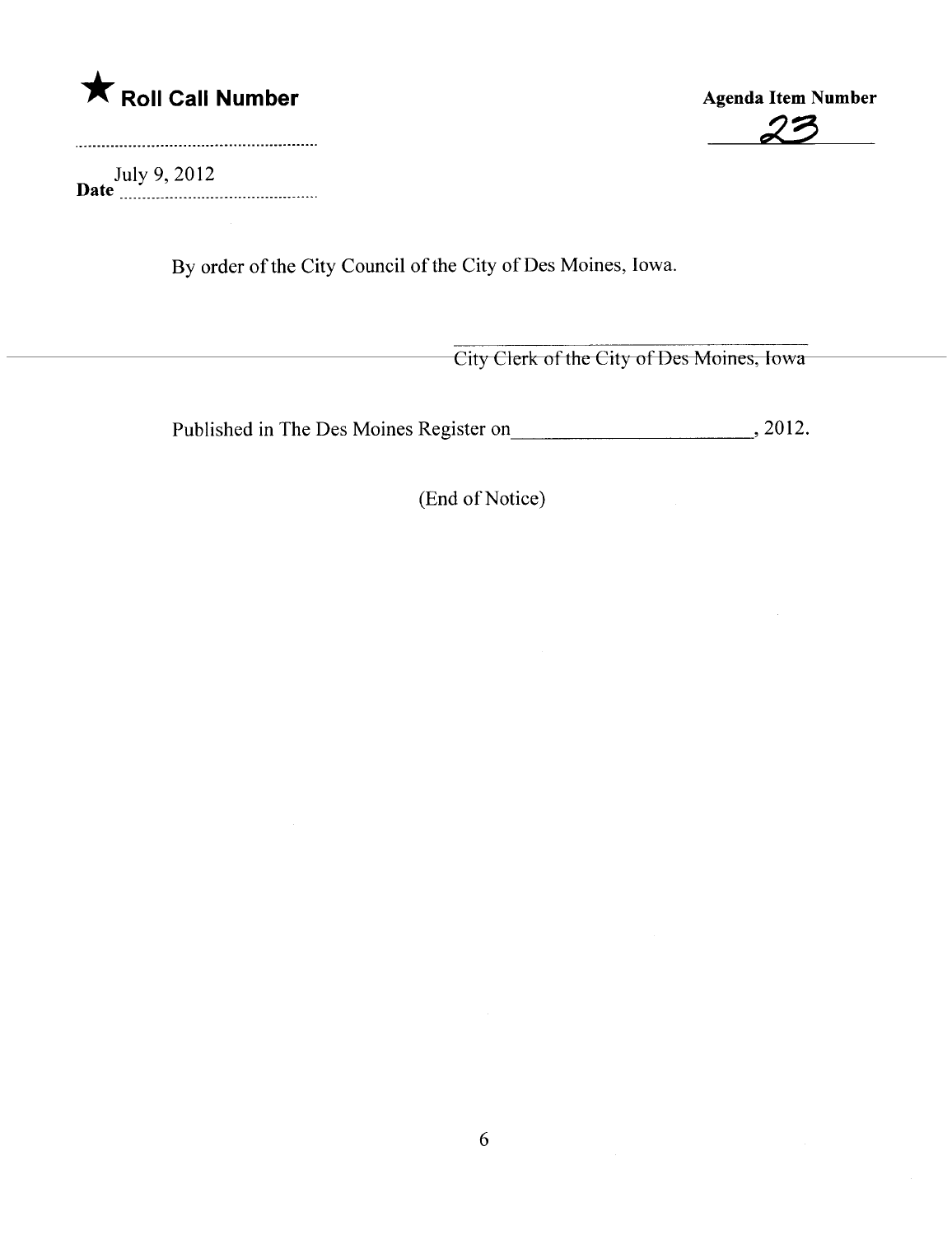**★ Roll Call Number**

..........................................................

Date July 9, 2012

**Agenda Item Number**

23

By order of the City Council of the City of Des Moines, Iowa.

\_\_\_\_\_\_\_\_\_\_\_\_\_\_\_\_\_\_\_\_\_\_\_\_\_\_\_\_\_\_\_\_\_\_\_\_\_\_

City Clerk of the City of Des Moines, Iowa

Published in The Des Moines Register on\_\_\_\_\_\_\_\_\_\_\_\_\_\_\_\_\_\_\_\_\_\_\_\_, 2012.

(End of Notice)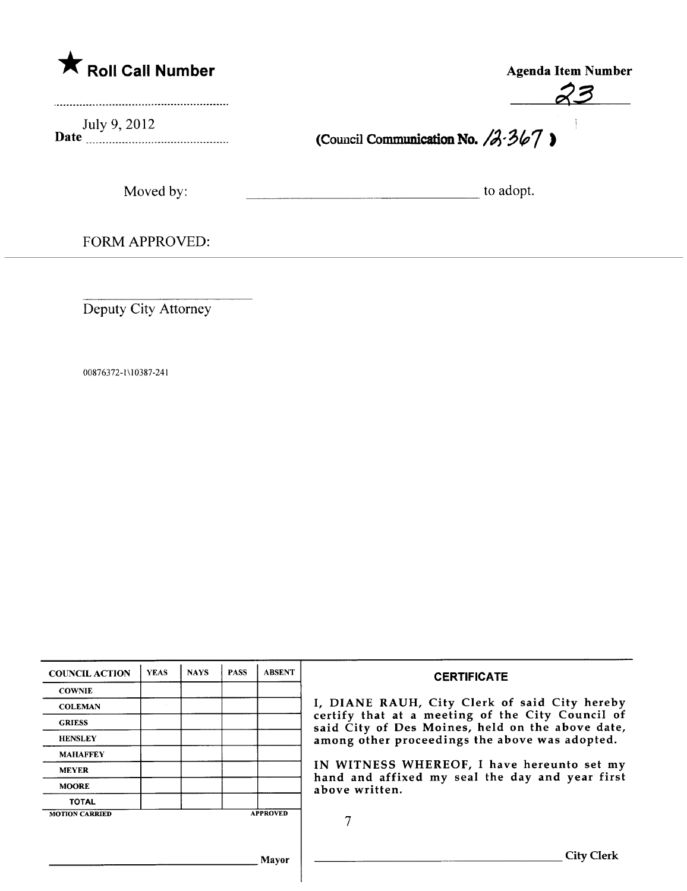★ **Roll Call Number**

.............................................................

Date July 9, 2012

**Agenda Item Number**

23

**(Council Communication No. 12-367)**

Moved by: ________________________________ to adopt.

FORM APPROVED:

______________________________

Deputy City Attorney

00876372-1\10387-241

| COUNCIL ACTION | YEAS | NAYS | PASS | ABSENT |
|---|---|---|---|---|
| COWNIE | | | | |
| COLEMAN | | | | |
| GRIESS | | | | |
| HENSLEY | | | | |
| MAHAFFEY | | | | |
| MEYER | | | | |
| MOORE | | | | |
| TOTAL | | | | |

MOTION CARRIED APPROVED

______________________________ Mayor

**CERTIFICATE**

I, DIANE RAUH, City Clerk of said City hereby certify that at a meeting of the City Council of said City of Des Moines, held on the above date, among other proceedings the above was adopted.

IN WITNESS WHEREOF, I have hereunto set my hand and affixed my seal the day and year first above written.

______________________________ City Clerk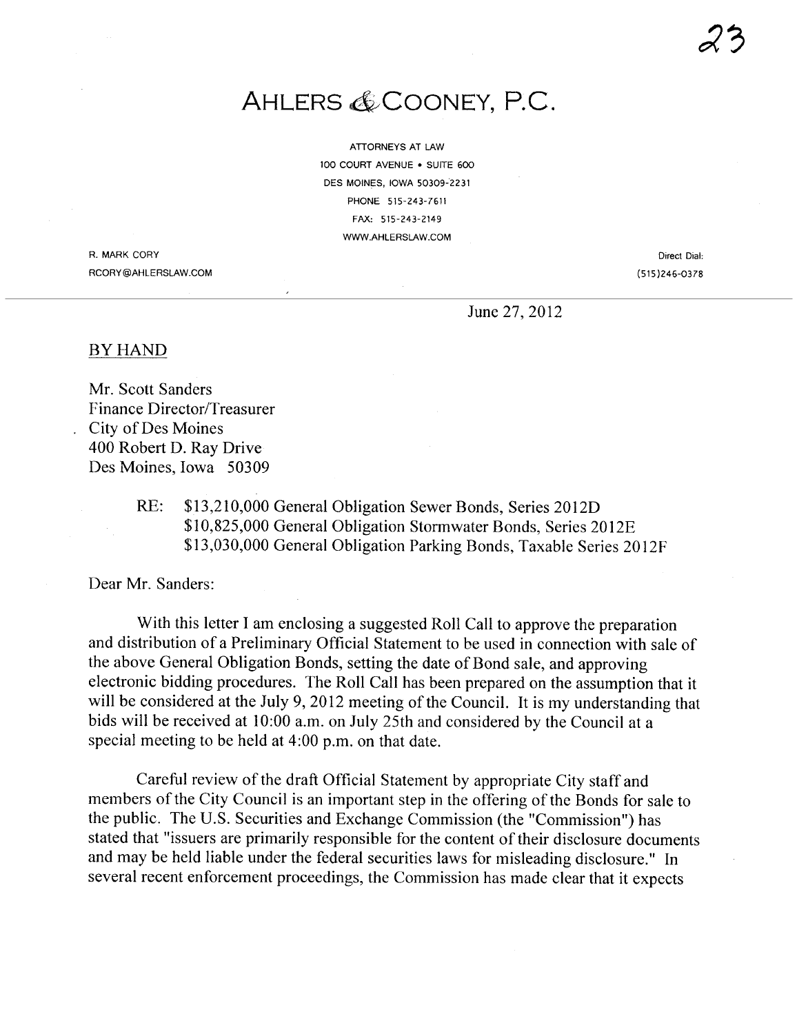23

# AHLERS & COONEY, P.C.

ATTORNEYS AT LAW
100 COURT AVENUE • SUITE 600
DES MOINES, IOWA 50309-2231
PHONE 515-243-7611
FAX: 515-243-2149
WWW.AHLERSLAW.COM

R. MARK CORY
RCORY@AHLERSLAW.COM

Direct Dial:
(515)246-0378

June 27, 2012

BY HAND

Mr. Scott Sanders
Finance Director/Treasurer
City of Des Moines
400 Robert D. Ray Drive
Des Moines, Iowa 50309

RE: $13,210,000 General Obligation Sewer Bonds, Series 2012D
$10,825,000 General Obligation Stormwater Bonds, Series 2012E
$13,030,000 General Obligation Parking Bonds, Taxable Series 2012F

Dear Mr. Sanders:

With this letter I am enclosing a suggested Roll Call to approve the preparation and distribution of a Preliminary Official Statement to be used in connection with sale of the above General Obligation Bonds, setting the date of Bond sale, and approving electronic bidding procedures. The Roll Call has been prepared on the assumption that it will be considered at the July 9, 2012 meeting of the Council. It is my understanding that bids will be received at 10:00 a.m. on July 25th and considered by the Council at a special meeting to be held at 4:00 p.m. on that date.

Careful review of the draft Official Statement by appropriate City staff and members of the City Council is an important step in the offering of the Bonds for sale to the public. The U.S. Securities and Exchange Commission (the "Commission") has stated that "issuers are primarily responsible for the content of their disclosure documents and may be held liable under the federal securities laws for misleading disclosure." In several recent enforcement proceedings, the Commission has made clear that it expects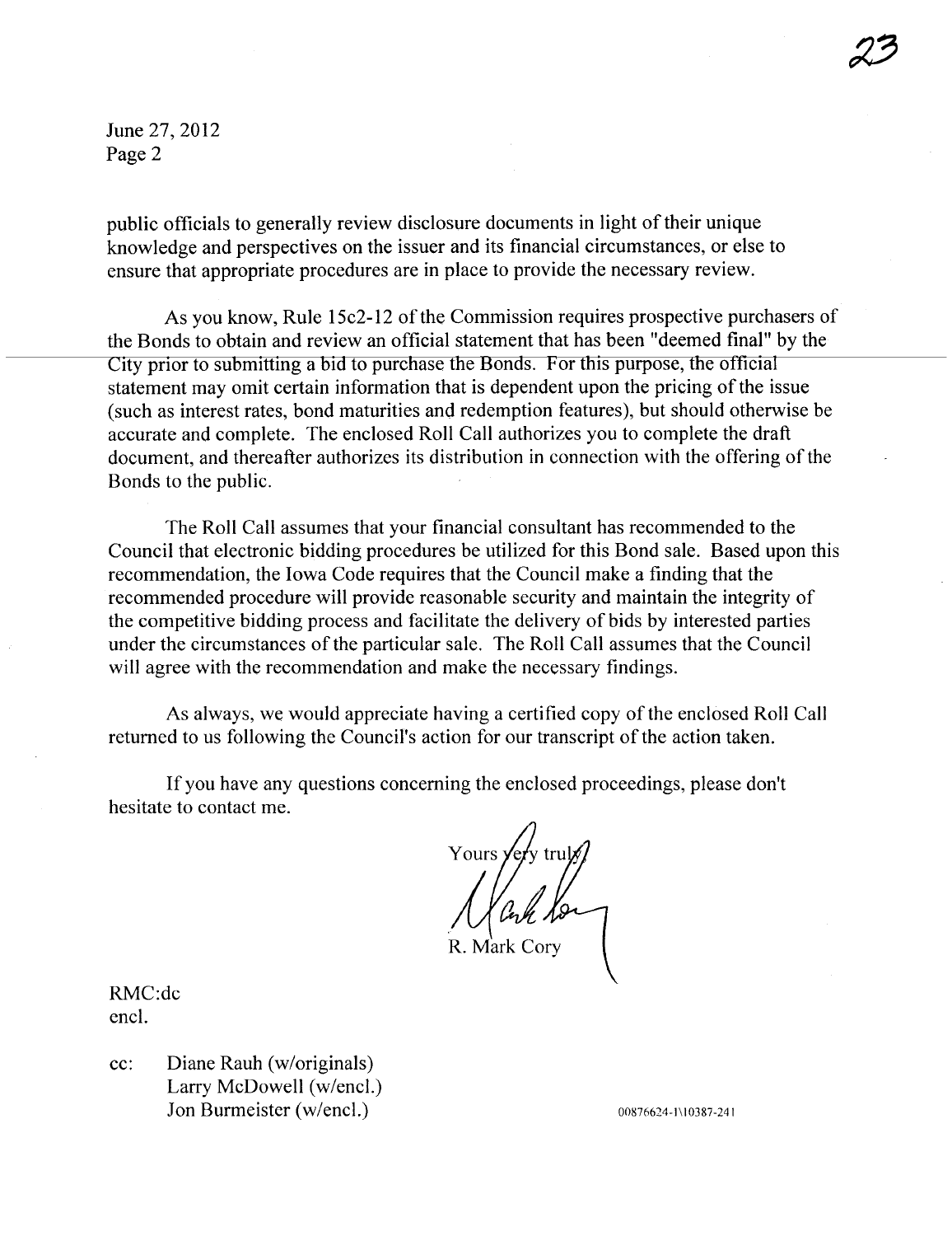public officials to generally review disclosure documents in light of their unique knowledge and perspectives on the issuer and its financial circumstances, or else to ensure that appropriate procedures are in place to provide the necessary review.

As you know, Rule 15c2-12 of the Commission requires prospective purchasers of the Bonds to obtain and review an official statement that has been "deemed final" by the City prior to submitting a bid to purchase the Bonds. For this purpose, the official statement may omit certain information that is dependent upon the pricing of the issue (such as interest rates, bond maturities and redemption features), but should otherwise be accurate and complete. The enclosed Roll Call authorizes you to complete the draft document, and thereafter authorizes its distribution in connection with the offering of the Bonds to the public.

The Roll Call assumes that your financial consultant has recommended to the Council that electronic bidding procedures be utilized for this Bond sale. Based upon this recommendation, the Iowa Code requires that the Council make a finding that the recommended procedure will provide reasonable security and maintain the integrity of the competitive bidding process and facilitate the delivery of bids by interested parties under the circumstances of the particular sale. The Roll Call assumes that the Council will agree with the recommendation and make the necessary findings.

As always, we would appreciate having a certified copy of the enclosed Roll Call returned to us following the Council's action for our transcript of the action taken.

If you have any questions concerning the enclosed proceedings, please don't hesitate to contact me.

Yours very truly,

R. Mark Cory

RMC:dc
encl.

cc: Diane Rauh (w/originals)
Larry McDowell (w/encl.)
Jon Burmeister (w/encl.)

00876624-1\10387-241